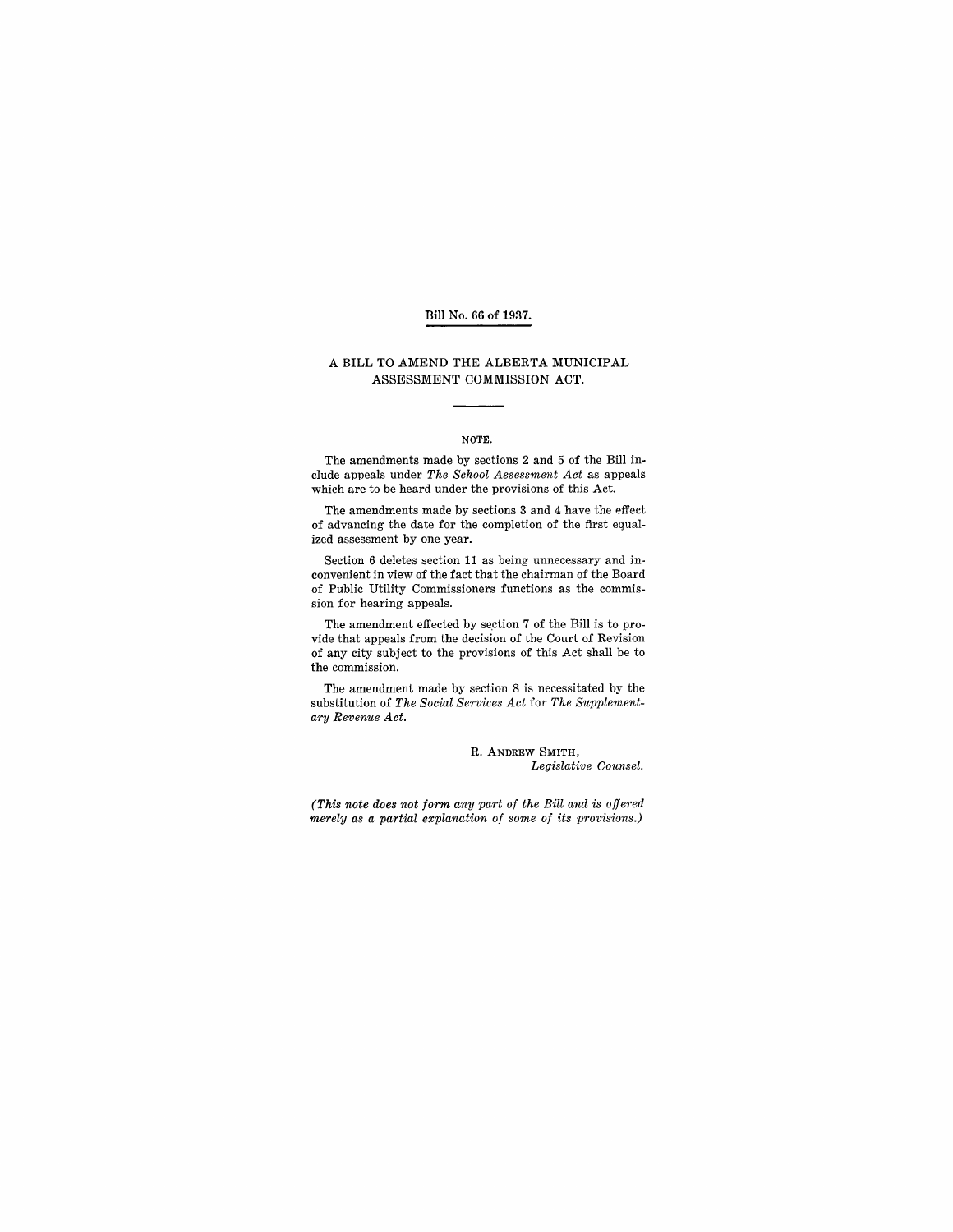Bill No. 66 of 1937.

# A BILL TO AMEND THE ALBERTA MUNICIPAL ASSESSMENT COMMISSION ACT.

NOTE.

The amendments made by sections 2 and 5 of the Bill include appeals under *The School Assessment Act* as appeals which are to be heard under the provisions of this Act.

The amendments made by sections 3 and 4 have the effect of advancing the date for the completion of the first equalized assessment by one year.

Section 6 deletes section 11 as being unnecessary and inconvenient in view of the fact that the chairman of the Board of Public Utility Commissioners functions as the commission for hearing appeals.

The amendment effected by section 7 of the Bill is to provide that appeals from the decision of the Court of Revision of any city subject to the provisions of this Act shall be to the commission.

The amendment made by section 8 is necessitated by the substitution of *The Social Services Act* for *The Supplementary Revenue Act*.

R. ANDREW SMITH,
*Legislative Counsel.*

*(This note does not form any part of the Bill and is offered merely as a partial explanation of some of its provisions.)*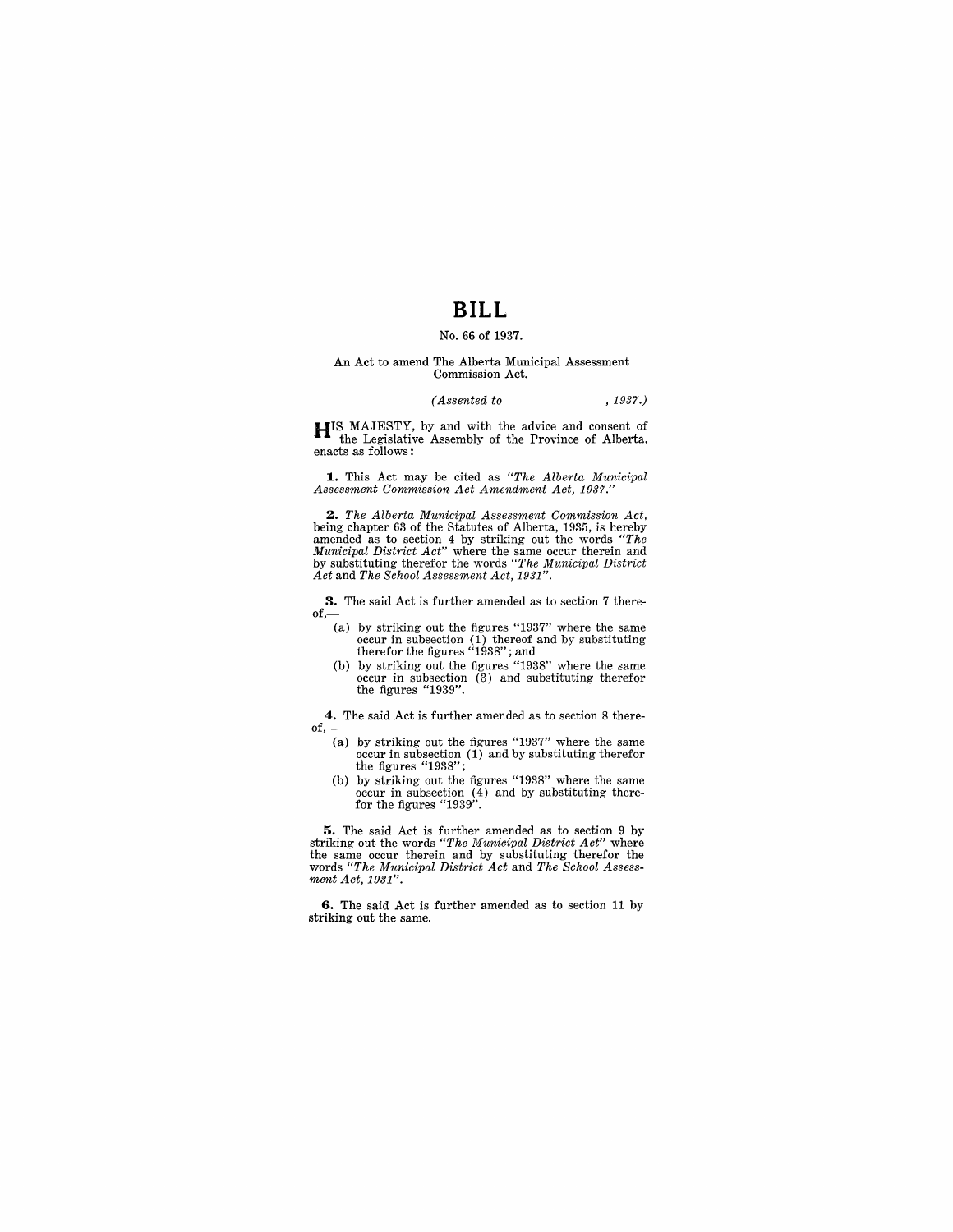# BILL

No. 66 of 1937.

An Act to amend The Alberta Municipal Assessment Commission Act.

*(Assented to , 1937.)*

HIS MAJESTY, by and with the advice and consent of the Legislative Assembly of the Province of Alberta, enacts as follows:

**1.** This Act may be cited as *"The Alberta Municipal Assessment Commission Act Amendment Act, 1937."*

**2.** *The Alberta Municipal Assessment Commission Act*, being chapter 63 of the Statutes of Alberta, 1935, is hereby amended as to section 4 by striking out the words *"The Municipal District Act"* where the same occur therein and by substituting therefor the words *"The Municipal District Act* and *The School Assessment Act, 1931"*.

**3.** The said Act is further amended as to section 7 thereof,—

(a) by striking out the figures "1937" where the same occur in subsection (1) thereof and by substituting therefor the figures "1938"; and

(b) by striking out the figures "1938" where the same occur in subsection (3) and substituting therefor the figures "1939".

**4.** The said Act is further amended as to section 8 thereof,—

(a) by striking out the figures "1937" where the same occur in subsection (1) and by substituting therefor the figures "1938";

(b) by striking out the figures "1938" where the same occur in subsection (4) and by substituting therefor the figures "1939".

**5.** The said Act is further amended as to section 9 by striking out the words *"The Municipal District Act"* where the same occur therein and by substituting therefor the words *"The Municipal District Act* and *The School Assessment Act, 1931"*.

**6.** The said Act is further amended as to section 11 by striking out the same.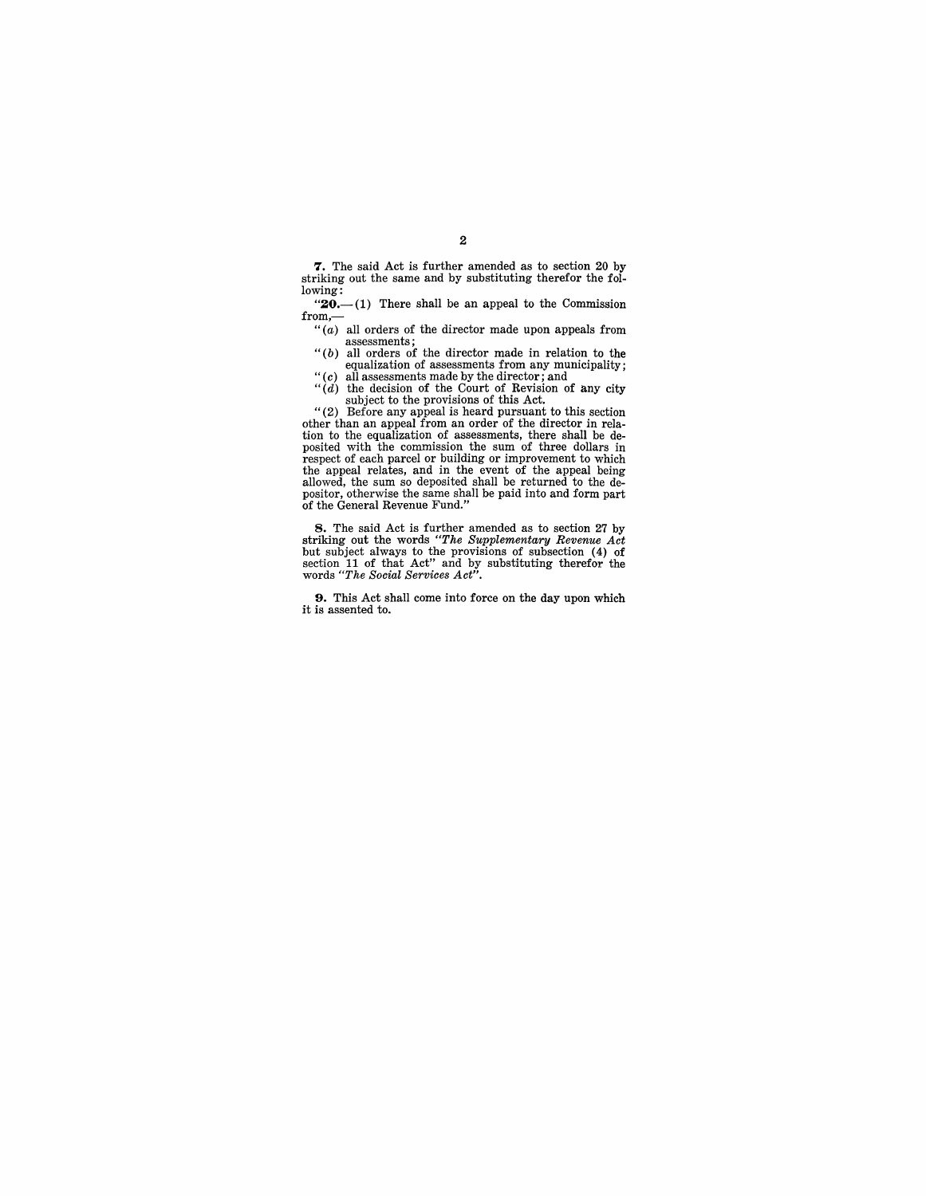**7.** The said Act is further amended as to section 20 by striking out the same and by substituting therefor the following:

"**20.**—(1) There shall be an appeal to the Commission from,—

"(*a*) all orders of the director made upon appeals from assessments;

"(*b*) all orders of the director made in relation to the equalization of assessments from any municipality;

"(*c*) all assessments made by the director; and

"(*d*) the decision of the Court of Revision of any city subject to the provisions of this Act.

"(2) Before any appeal is heard pursuant to this section other than an appeal from an order of the director in relation to the equalization of assessments, there shall be deposited with the commission the sum of three dollars in respect of each parcel or building or improvement to which the appeal relates, and in the event of the appeal being allowed, the sum so deposited shall be returned to the depositor, otherwise the same shall be paid into and form part of the General Revenue Fund."

**8.** The said Act is further amended as to section 27 by striking out the words "*The Supplementary Revenue Act* but subject always to the provisions of subsection (4) of section 11 of that Act" and by substituting therefor the words "*The Social Services Act*".

**9.** This Act shall come into force on the day upon which it is assented to.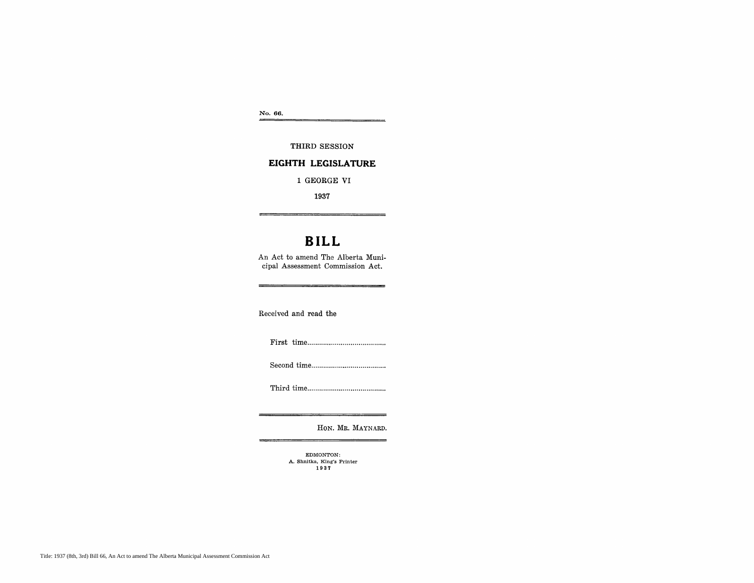No. 66.

THIRD SESSION

**EIGHTH LEGISLATURE**

1 GEORGE VI

1937

# BILL

An Act to amend The Alberta Municipal Assessment Commission Act.

Received and read the

First time.......................................

Second time.....................................

Third time.......................................

HON. MR. MAYNARD.

EDMONTON:
A. Shnitka, King's Printer
1937

Title: 1937 (8th, 3rd) Bill 66, An Act to amend The Alberta Municipal Assessment Commission Act